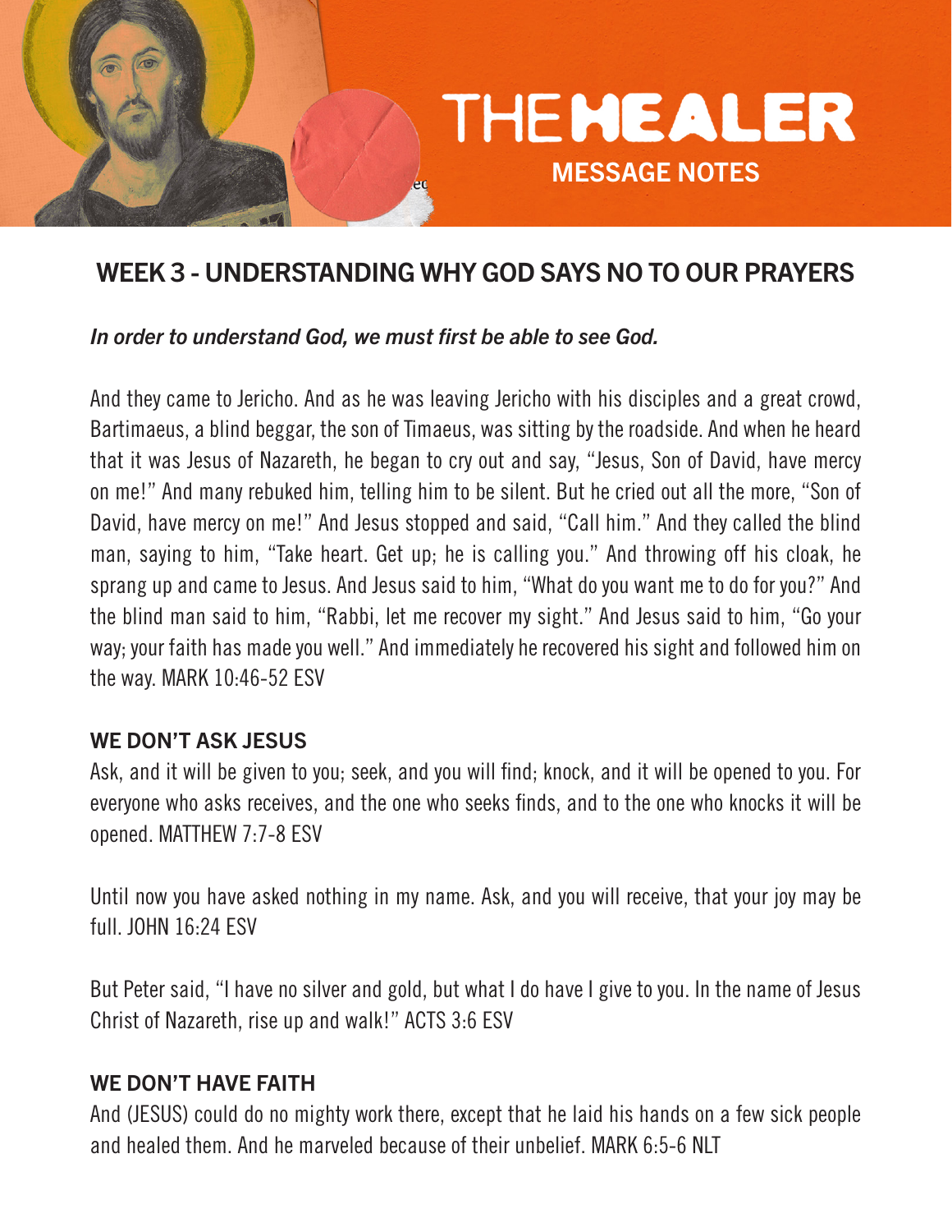# THE HEALER

MESSAGE NOTES

## WEEK 3 - UNDERSTANDING WHY GOD SAYS NO TO OUR PRAYERS

***In order to understand God, we must first be able to see God.***

And they came to Jericho. And as he was leaving Jericho with his disciples and a great crowd, Bartimaeus, a blind beggar, the son of Timaeus, was sitting by the roadside. And when he heard that it was Jesus of Nazareth, he began to cry out and say, "Jesus, Son of David, have mercy on me!" And many rebuked him, telling him to be silent. But he cried out all the more, "Son of David, have mercy on me!" And Jesus stopped and said, "Call him." And they called the blind man, saying to him, "Take heart. Get up; he is calling you." And throwing off his cloak, he sprang up and came to Jesus. And Jesus said to him, "What do you want me to do for you?" And the blind man said to him, "Rabbi, let me recover my sight." And Jesus said to him, "Go your way; your faith has made you well." And immediately he recovered his sight and followed him on the way. MARK 10:46-52 ESV

### WE DON'T ASK JESUS

Ask, and it will be given to you; seek, and you will find; knock, and it will be opened to you. For everyone who asks receives, and the one who seeks finds, and to the one who knocks it will be opened. MATTHEW 7:7-8 ESV

Until now you have asked nothing in my name. Ask, and you will receive, that your joy may be full. JOHN 16:24 ESV

But Peter said, "I have no silver and gold, but what I do have I give to you. In the name of Jesus Christ of Nazareth, rise up and walk!" ACTS 3:6 ESV

### WE DON'T HAVE FAITH

And (JESUS) could do no mighty work there, except that he laid his hands on a few sick people and healed them. And he marveled because of their unbelief. MARK 6:5-6 NLT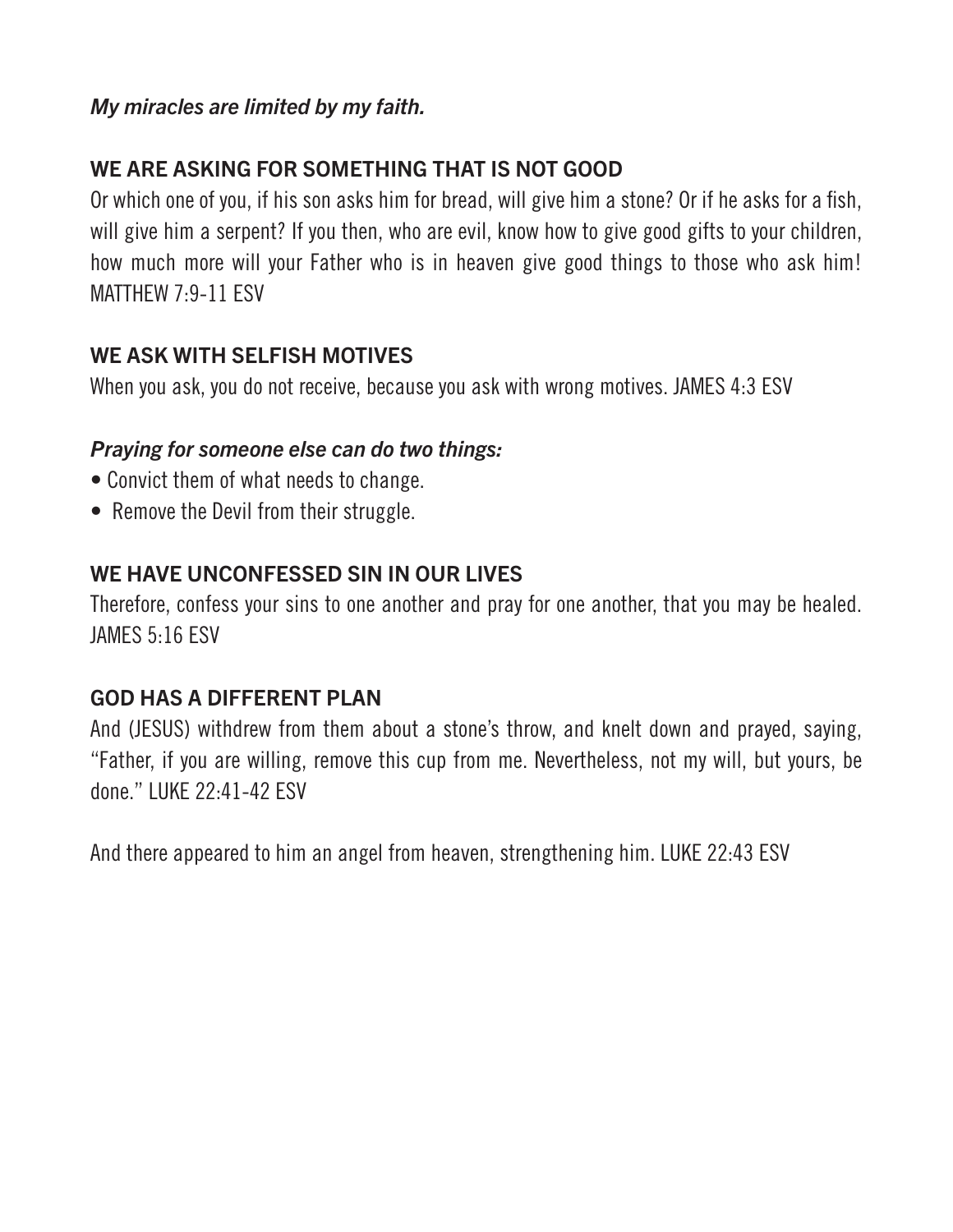*My miracles are limited by my faith.*

**WE ARE ASKING FOR SOMETHING THAT IS NOT GOOD**

Or which one of you, if his son asks him for bread, will give him a stone? Or if he asks for a fish, will give him a serpent? If you then, who are evil, know how to give good gifts to your children, how much more will your Father who is in heaven give good things to those who ask him! MATTHEW 7:9-11 ESV

**WE ASK WITH SELFISH MOTIVES**

When you ask, you do not receive, because you ask with wrong motives. JAMES 4:3 ESV

***Praying for someone else can do two things:***

- Convict them of what needs to change.
- Remove the Devil from their struggle.

**WE HAVE UNCONFESSED SIN IN OUR LIVES**

Therefore, confess your sins to one another and pray for one another, that you may be healed. JAMES 5:16 ESV

**GOD HAS A DIFFERENT PLAN**

And (JESUS) withdrew from them about a stone's throw, and knelt down and prayed, saying, "Father, if you are willing, remove this cup from me. Nevertheless, not my will, but yours, be done." LUKE 22:41-42 ESV

And there appeared to him an angel from heaven, strengthening him. LUKE 22:43 ESV